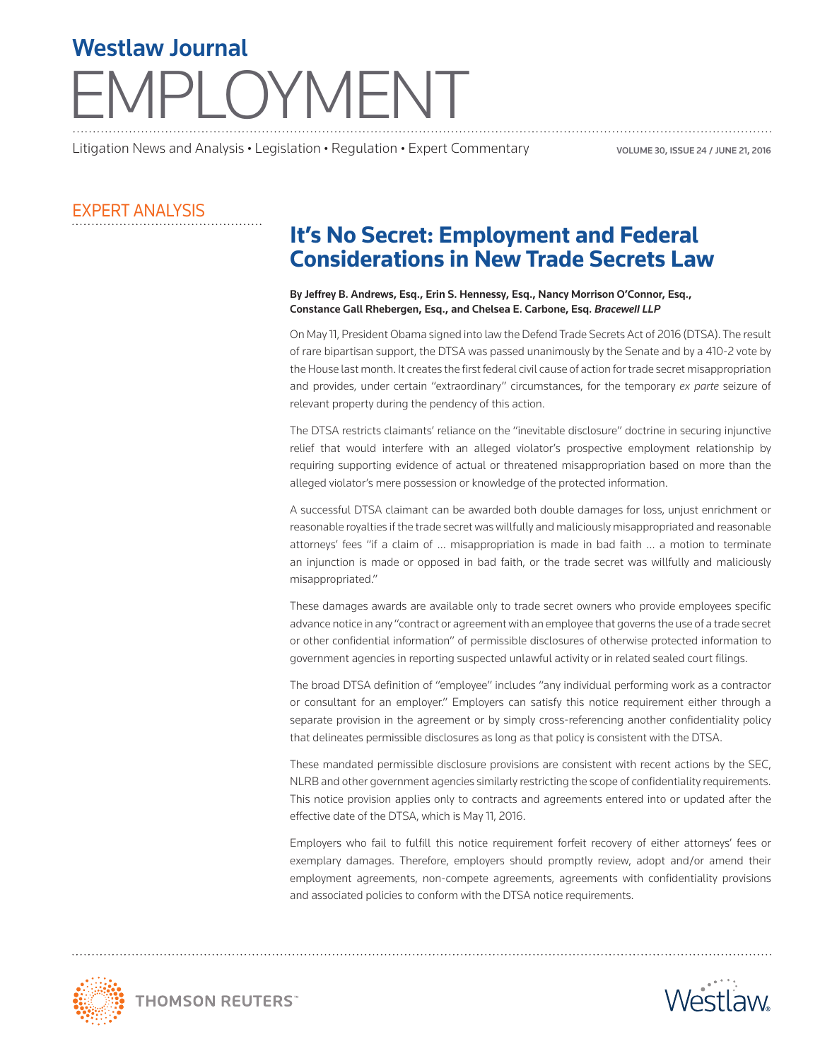# Westlaw Journal EMPLOYMENT

Litigation News and Analysis • Legislation • Regulation • Expert Commentary

## EXPERT ANALYSIS

# It's No Secret: Employment and Federal Considerations in New Trade Secrets Law

**By Jeffrey B. Andrews, Esq., Erin S. Hennessy, Esq., Nancy Morrison O'Connor, Esq., Constance Gall Rhebergen, Esq., and Chelsea E. Carbone, Esq.** ***Bracewell LLP***

On May 11, President Obama signed into law the Defend Trade Secrets Act of 2016 (DTSA). The result of rare bipartisan support, the DTSA was passed unanimously by the Senate and by a 410-2 vote by the House last month. It creates the first federal civil cause of action for trade secret misappropriation and provides, under certain "extraordinary" circumstances, for the temporary *ex parte* seizure of relevant property during the pendency of this action.

The DTSA restricts claimants' reliance on the "inevitable disclosure" doctrine in securing injunctive relief that would interfere with an alleged violator's prospective employment relationship by requiring supporting evidence of actual or threatened misappropriation based on more than the alleged violator's mere possession or knowledge of the protected information.

A successful DTSA claimant can be awarded both double damages for loss, unjust enrichment or reasonable royalties if the trade secret was willfully and maliciously misappropriated and reasonable attorneys' fees "if a claim of … misappropriation is made in bad faith … a motion to terminate an injunction is made or opposed in bad faith, or the trade secret was willfully and maliciously misappropriated."

These damages awards are available only to trade secret owners who provide employees specific advance notice in any "contract or agreement with an employee that governs the use of a trade secret or other confidential information" of permissible disclosures of otherwise protected information to government agencies in reporting suspected unlawful activity or in related sealed court filings.

The broad DTSA definition of "employee" includes "any individual performing work as a contractor or consultant for an employer." Employers can satisfy this notice requirement either through a separate provision in the agreement or by simply cross-referencing another confidentiality policy that delineates permissible disclosures as long as that policy is consistent with the DTSA.

These mandated permissible disclosure provisions are consistent with recent actions by the SEC, NLRB and other government agencies similarly restricting the scope of confidentiality requirements. This notice provision applies only to contracts and agreements entered into or updated after the effective date of the DTSA, which is May 11, 2016.

Employers who fail to fulfill this notice requirement forfeit recovery of either attorneys' fees or exemplary damages. Therefore, employers should promptly review, adopt and/or amend their employment agreements, non-compete agreements, agreements with confidentiality provisions and associated policies to conform with the DTSA notice requirements.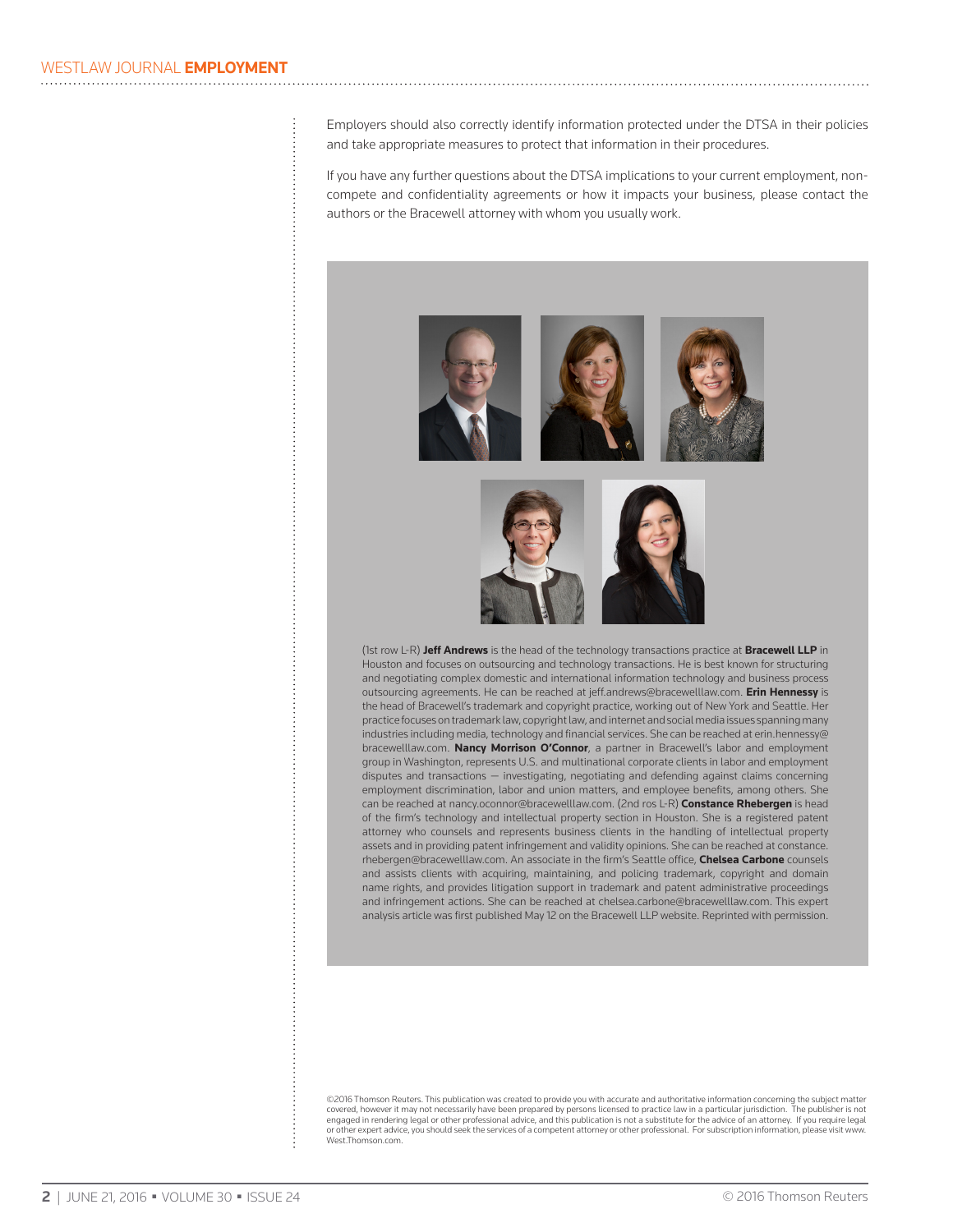Employers should also correctly identify information protected under the DTSA in their policies and take appropriate measures to protect that information in their procedures.

If you have any further questions about the DTSA implications to your current employment, non-compete and confidentiality agreements or how it impacts your business, please contact the authors or the Bracewell attorney with whom you usually work.

(1st row L-R) **Jeff Andrews** is the head of the technology transactions practice at **Bracewell LLP** in Houston and focuses on outsourcing and technology transactions. He is best known for structuring and negotiating complex domestic and international information technology and business process outsourcing agreements. He can be reached at jeff.andrews@bracewelllaw.com. **Erin Hennessy** is the head of Bracewell's trademark and copyright practice, working out of New York and Seattle. Her practice focuses on trademark law, copyright law, and internet and social media issues spanning many industries including media, technology and financial services. She can be reached at erin.hennessy@bracewelllaw.com. **Nancy Morrison O'Connor**, a partner in Bracewell's labor and employment group in Washington, represents U.S. and multinational corporate clients in labor and employment disputes and transactions — investigating, negotiating and defending against claims concerning employment discrimination, labor and union matters, and employee benefits, among others. She can be reached at nancy.oconnor@bracewelllaw.com. (2nd ros L-R) **Constance Rhebergen** is head of the firm's technology and intellectual property section in Houston. She is a registered patent attorney who counsels and represents business clients in the handling of intellectual property assets and in providing patent infringement and validity opinions. She can be reached at constance.rhebergen@bracewelllaw.com. An associate in the firm's Seattle office, **Chelsea Carbone** counsels and assists clients with acquiring, maintaining, and policing trademark, copyright and domain name rights, and provides litigation support in trademark and patent administrative proceedings and infringement actions. She can be reached at chelsea.carbone@bracewelllaw.com. This expert analysis article was first published May 12 on the Bracewell LLP website. Reprinted with permission.

©2016 Thomson Reuters. This publication was created to provide you with accurate and authoritative information concerning the subject matter covered, however it may not necessarily have been prepared by persons licensed to practice law in a particular jurisdiction. The publisher is not engaged in rendering legal or other professional advice, and this publication is not a substitute for the advice of an attorney. If you require legal or other expert advice, you should seek the services of a competent attorney or other professional. For subscription information, please visit www.West.Thomson.com.